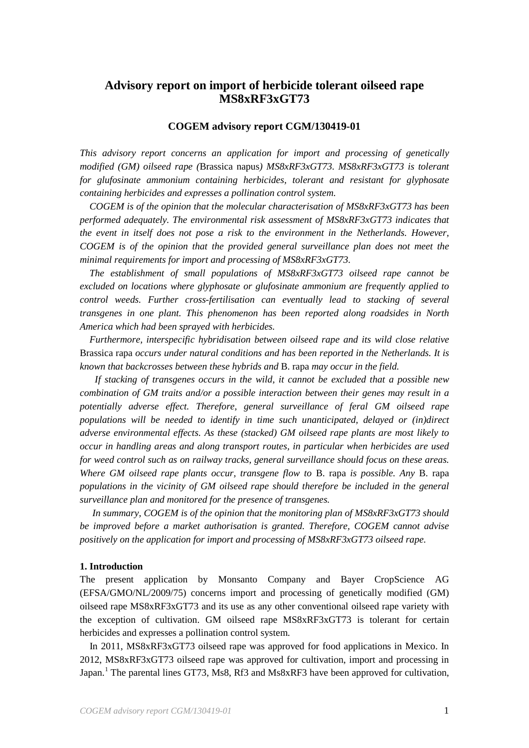# Advisory report on import of herbicide tolerant oilseed rape MS8xRF3xGT73

**COGEM advisory report CGM/130419-01**

*This advisory report concerns an application for import and processing of genetically modified (GM) oilseed rape (*Brassica napus*) MS8xRF3xGT73. MS8xRF3xGT73 is tolerant for glufosinate ammonium containing herbicides, tolerant and resistant for glyphosate containing herbicides and expresses a pollination control system.*

*COGEM is of the opinion that the molecular characterisation of MS8xRF3xGT73 has been performed adequately. The environmental risk assessment of MS8xRF3xGT73 indicates that the event in itself does not pose a risk to the environment in the Netherlands. However, COGEM is of the opinion that the provided general surveillance plan does not meet the minimal requirements for import and processing of MS8xRF3xGT73.*

*The establishment of small populations of MS8xRF3xGT73 oilseed rape cannot be excluded on locations where glyphosate or glufosinate ammonium are frequently applied to control weeds. Further cross-fertilisation can eventually lead to stacking of several transgenes in one plant. This phenomenon has been reported along roadsides in North America which had been sprayed with herbicides.*

*Furthermore, interspecific hybridisation between oilseed rape and its wild close relative* Brassica rapa *occurs under natural conditions and has been reported in the Netherlands. It is known that backcrosses between these hybrids and* B. rapa *may occur in the field.*

*If stacking of transgenes occurs in the wild, it cannot be excluded that a possible new combination of GM traits and/or a possible interaction between their genes may result in a potentially adverse effect. Therefore, general surveillance of feral GM oilseed rape populations will be needed to identify in time such unanticipated, delayed or (in)direct adverse environmental effects. As these (stacked) GM oilseed rape plants are most likely to occur in handling areas and along transport routes, in particular when herbicides are used for weed control such as on railway tracks, general surveillance should focus on these areas. Where GM oilseed rape plants occur, transgene flow to* B. rapa *is possible. Any* B. rapa *populations in the vicinity of GM oilseed rape should therefore be included in the general surveillance plan and monitored for the presence of transgenes.*

*In summary, COGEM is of the opinion that the monitoring plan of MS8xRF3xGT73 should be improved before a market authorisation is granted. Therefore, COGEM cannot advise positively on the application for import and processing of MS8xRF3xGT73 oilseed rape.*

## 1. Introduction

The present application by Monsanto Company and Bayer CropScience AG (EFSA/GMO/NL/2009/75) concerns import and processing of genetically modified (GM) oilseed rape MS8xRF3xGT73 and its use as any other conventional oilseed rape variety with the exception of cultivation. GM oilseed rape MS8xRF3xGT73 is tolerant for certain herbicides and expresses a pollination control system.

In 2011, MS8xRF3xGT73 oilseed rape was approved for food applications in Mexico. In 2012, MS8xRF3xGT73 oilseed rape was approved for cultivation, import and processing in Japan.[1] The parental lines GT73, Ms8, Rf3 and Ms8xRF3 have been approved for cultivation,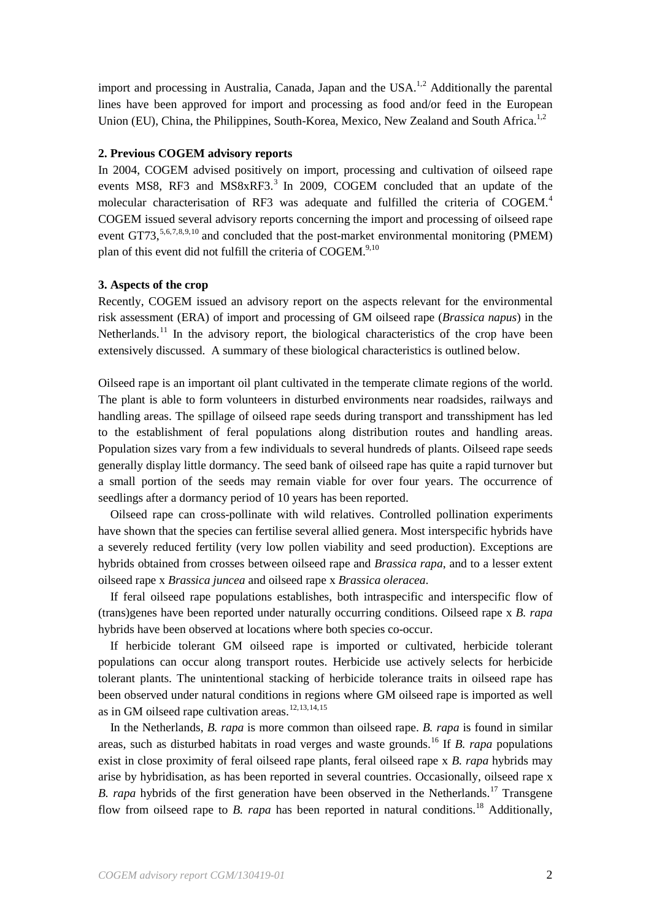import and processing in Australia, Canada, Japan and the USA.[1,2] Additionally the parental lines have been approved for import and processing as food and/or feed in the European Union (EU), China, the Philippines, South-Korea, Mexico, New Zealand and South Africa.[1,2]

**2. Previous COGEM advisory reports**

In 2004, COGEM advised positively on import, processing and cultivation of oilseed rape events MS8, RF3 and MS8xRF3.[3] In 2009, COGEM concluded that an update of the molecular characterisation of RF3 was adequate and fulfilled the criteria of COGEM.[4] COGEM issued several advisory reports concerning the import and processing of oilseed rape event GT73,[5,6,7,8,9,10] and concluded that the post-market environmental monitoring (PMEM) plan of this event did not fulfill the criteria of COGEM.[9,10]

**3. Aspects of the crop**

Recently, COGEM issued an advisory report on the aspects relevant for the environmental risk assessment (ERA) of import and processing of GM oilseed rape (*Brassica napus*) in the Netherlands.[11] In the advisory report, the biological characteristics of the crop have been extensively discussed. A summary of these biological characteristics is outlined below.

Oilseed rape is an important oil plant cultivated in the temperate climate regions of the world. The plant is able to form volunteers in disturbed environments near roadsides, railways and handling areas. The spillage of oilseed rape seeds during transport and transshipment has led to the establishment of feral populations along distribution routes and handling areas. Population sizes vary from a few individuals to several hundreds of plants. Oilseed rape seeds generally display little dormancy. The seed bank of oilseed rape has quite a rapid turnover but a small portion of the seeds may remain viable for over four years. The occurrence of seedlings after a dormancy period of 10 years has been reported.

Oilseed rape can cross-pollinate with wild relatives. Controlled pollination experiments have shown that the species can fertilise several allied genera. Most interspecific hybrids have a severely reduced fertility (very low pollen viability and seed production). Exceptions are hybrids obtained from crosses between oilseed rape and *Brassica rapa*, and to a lesser extent oilseed rape x *Brassica juncea* and oilseed rape x *Brassica oleracea*.

If feral oilseed rape populations establishes, both intraspecific and interspecific flow of (trans)genes have been reported under naturally occurring conditions. Oilseed rape x *B. rapa* hybrids have been observed at locations where both species co-occur.

If herbicide tolerant GM oilseed rape is imported or cultivated, herbicide tolerant populations can occur along transport routes. Herbicide use actively selects for herbicide tolerant plants. The unintentional stacking of herbicide tolerance traits in oilseed rape has been observed under natural conditions in regions where GM oilseed rape is imported as well as in GM oilseed rape cultivation areas.[12,13,14,15]

In the Netherlands, *B. rapa* is more common than oilseed rape. *B. rapa* is found in similar areas, such as disturbed habitats in road verges and waste grounds.[16] If *B. rapa* populations exist in close proximity of feral oilseed rape plants, feral oilseed rape x *B. rapa* hybrids may arise by hybridisation, as has been reported in several countries. Occasionally, oilseed rape x *B. rapa* hybrids of the first generation have been observed in the Netherlands.[17] Transgene flow from oilseed rape to *B. rapa* has been reported in natural conditions.[18] Additionally,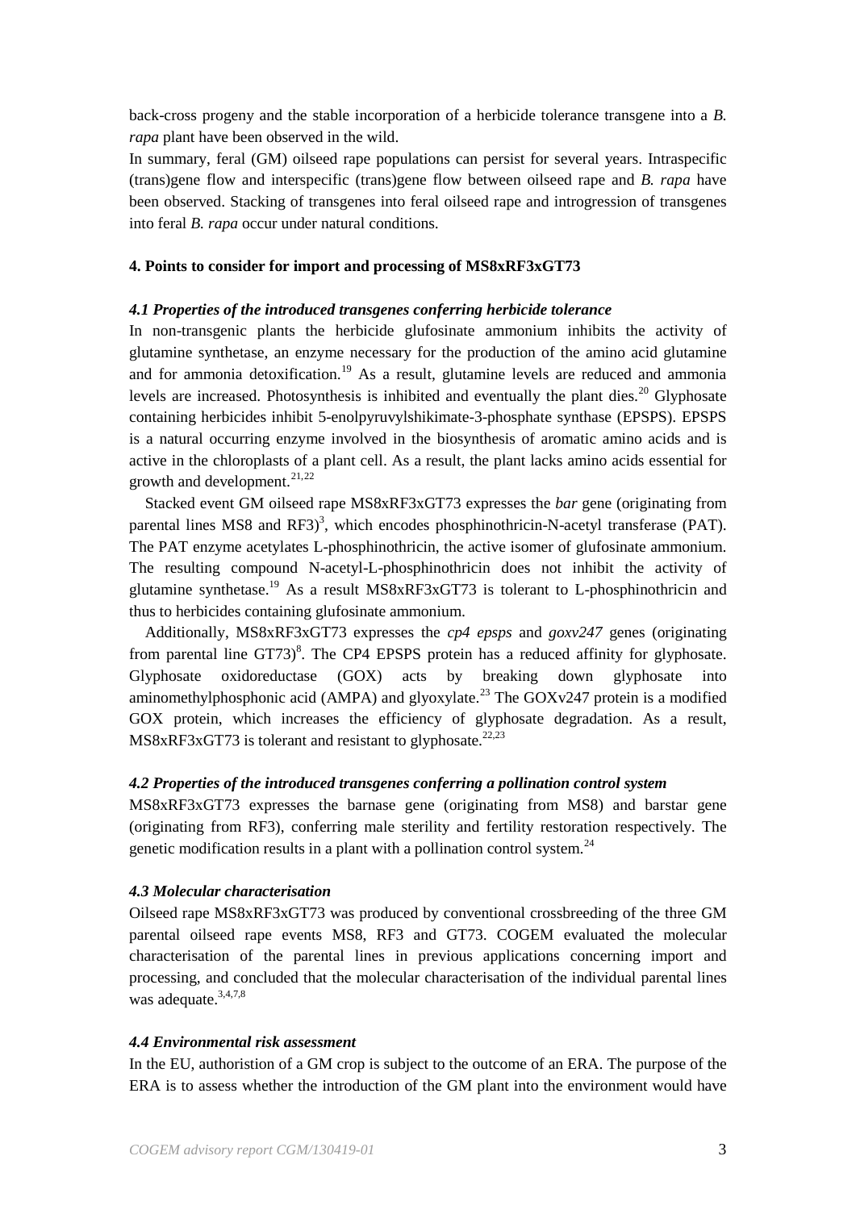back-cross progeny and the stable incorporation of a herbicide tolerance transgene into a *B. rapa* plant have been observed in the wild.

In summary, feral (GM) oilseed rape populations can persist for several years. Intraspecific (trans)gene flow and interspecific (trans)gene flow between oilseed rape and *B. rapa* have been observed. Stacking of transgenes into feral oilseed rape and introgression of transgenes into feral *B. rapa* occur under natural conditions.

**4. Points to consider for import and processing of MS8xRF3xGT73**

***4.1 Properties of the introduced transgenes conferring herbicide tolerance***

In non-transgenic plants the herbicide glufosinate ammonium inhibits the activity of glutamine synthetase, an enzyme necessary for the production of the amino acid glutamine and for ammonia detoxification.[19] As a result, glutamine levels are reduced and ammonia levels are increased. Photosynthesis is inhibited and eventually the plant dies.[20] Glyphosate containing herbicides inhibit 5-enolpyruvylshikimate-3-phosphate synthase (EPSPS). EPSPS is a natural occurring enzyme involved in the biosynthesis of aromatic amino acids and is active in the chloroplasts of a plant cell. As a result, the plant lacks amino acids essential for growth and development.[21,22]

Stacked event GM oilseed rape MS8xRF3xGT73 expresses the *bar* gene (originating from parental lines MS8 and RF3)[3], which encodes phosphinothricin-N-acetyl transferase (PAT). The PAT enzyme acetylates L-phosphinothricin, the active isomer of glufosinate ammonium. The resulting compound N-acetyl-L-phosphinothricin does not inhibit the activity of glutamine synthetase.[19] As a result MS8xRF3xGT73 is tolerant to L-phosphinothricin and thus to herbicides containing glufosinate ammonium.

Additionally, MS8xRF3xGT73 expresses the *cp4 epsps* and *goxv247* genes (originating from parental line GT73)[8]. The CP4 EPSPS protein has a reduced affinity for glyphosate. Glyphosate oxidoreductase (GOX) acts by breaking down glyphosate into aminomethylphosphonic acid (AMPA) and glyoxylate.[23] The GOXv247 protein is a modified GOX protein, which increases the efficiency of glyphosate degradation. As a result, MS8xRF3xGT73 is tolerant and resistant to glyphosate.[22,23]

***4.2 Properties of the introduced transgenes conferring a pollination control system***

MS8xRF3xGT73 expresses the barnase gene (originating from MS8) and barstar gene (originating from RF3), conferring male sterility and fertility restoration respectively. The genetic modification results in a plant with a pollination control system.[24]

***4.3 Molecular characterisation***

Oilseed rape MS8xRF3xGT73 was produced by conventional crossbreeding of the three GM parental oilseed rape events MS8, RF3 and GT73. COGEM evaluated the molecular characterisation of the parental lines in previous applications concerning import and processing, and concluded that the molecular characterisation of the individual parental lines was adequate.[3,4,7,8]

***4.4 Environmental risk assessment***

In the EU, authoristion of a GM crop is subject to the outcome of an ERA. The purpose of the ERA is to assess whether the introduction of the GM plant into the environment would have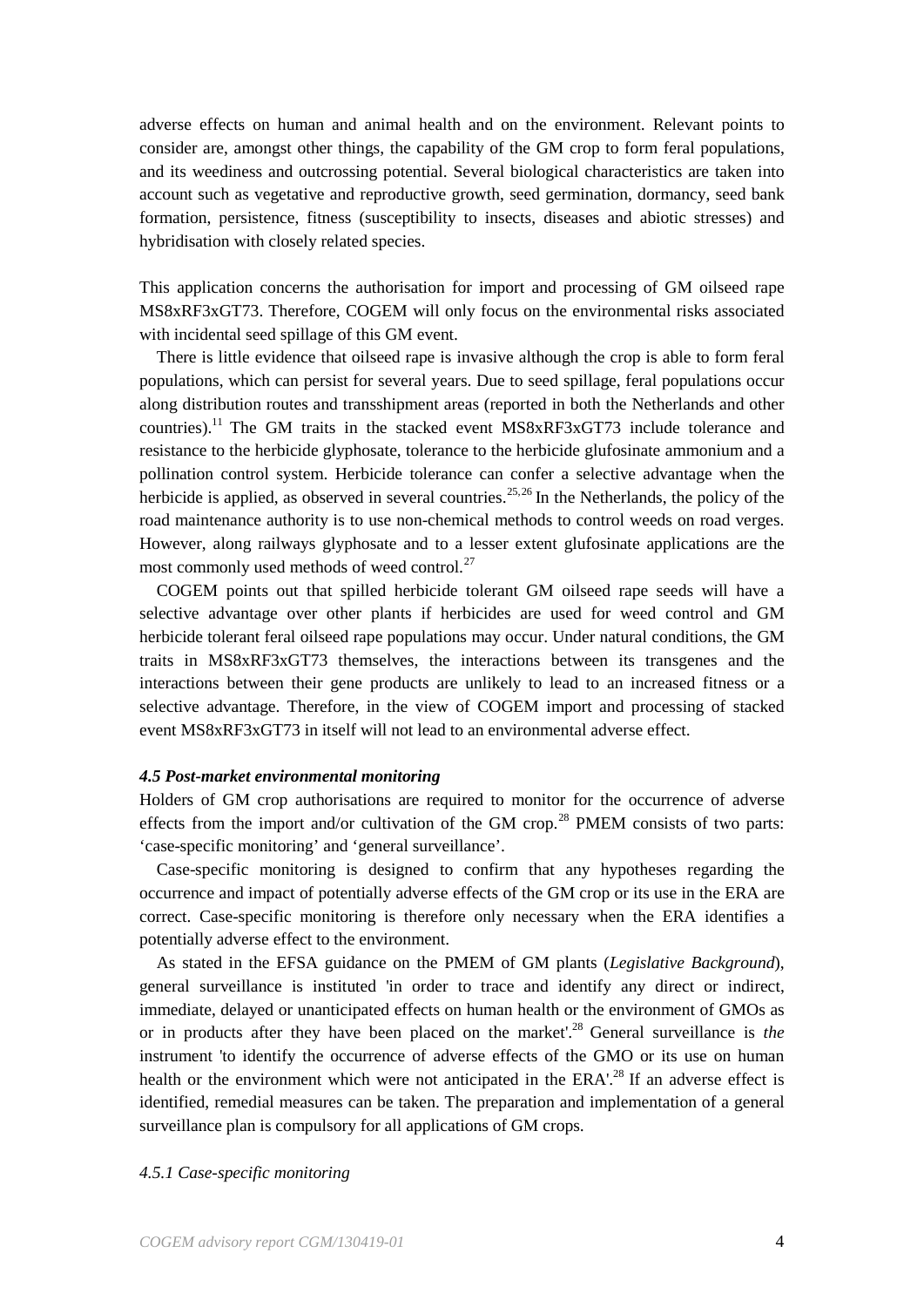adverse effects on human and animal health and on the environment. Relevant points to consider are, amongst other things, the capability of the GM crop to form feral populations, and its weediness and outcrossing potential. Several biological characteristics are taken into account such as vegetative and reproductive growth, seed germination, dormancy, seed bank formation, persistence, fitness (susceptibility to insects, diseases and abiotic stresses) and hybridisation with closely related species.

This application concerns the authorisation for import and processing of GM oilseed rape MS8xRF3xGT73. Therefore, COGEM will only focus on the environmental risks associated with incidental seed spillage of this GM event.

There is little evidence that oilseed rape is invasive although the crop is able to form feral populations, which can persist for several years. Due to seed spillage, feral populations occur along distribution routes and transshipment areas (reported in both the Netherlands and other countries).[11] The GM traits in the stacked event MS8xRF3xGT73 include tolerance and resistance to the herbicide glyphosate, tolerance to the herbicide glufosinate ammonium and a pollination control system. Herbicide tolerance can confer a selective advantage when the herbicide is applied, as observed in several countries.[25,26] In the Netherlands, the policy of the road maintenance authority is to use non-chemical methods to control weeds on road verges. However, along railways glyphosate and to a lesser extent glufosinate applications are the most commonly used methods of weed control.[27]

COGEM points out that spilled herbicide tolerant GM oilseed rape seeds will have a selective advantage over other plants if herbicides are used for weed control and GM herbicide tolerant feral oilseed rape populations may occur. Under natural conditions, the GM traits in MS8xRF3xGT73 themselves, the interactions between its transgenes and the interactions between their gene products are unlikely to lead to an increased fitness or a selective advantage. Therefore, in the view of COGEM import and processing of stacked event MS8xRF3xGT73 in itself will not lead to an environmental adverse effect.

#### *4.5 Post-market environmental monitoring*

Holders of GM crop authorisations are required to monitor for the occurrence of adverse effects from the import and/or cultivation of the GM crop.[28] PMEM consists of two parts: 'case-specific monitoring' and 'general surveillance'.

Case-specific monitoring is designed to confirm that any hypotheses regarding the occurrence and impact of potentially adverse effects of the GM crop or its use in the ERA are correct. Case-specific monitoring is therefore only necessary when the ERA identifies a potentially adverse effect to the environment.

As stated in the EFSA guidance on the PMEM of GM plants (*Legislative Background*), general surveillance is instituted 'in order to trace and identify any direct or indirect, immediate, delayed or unanticipated effects on human health or the environment of GMOs as or in products after they have been placed on the market'.[28] General surveillance is *the* instrument 'to identify the occurrence of adverse effects of the GMO or its use on human health or the environment which were not anticipated in the ERA'.[28] If an adverse effect is identified, remedial measures can be taken. The preparation and implementation of a general surveillance plan is compulsory for all applications of GM crops.

##### *4.5.1 Case-specific monitoring*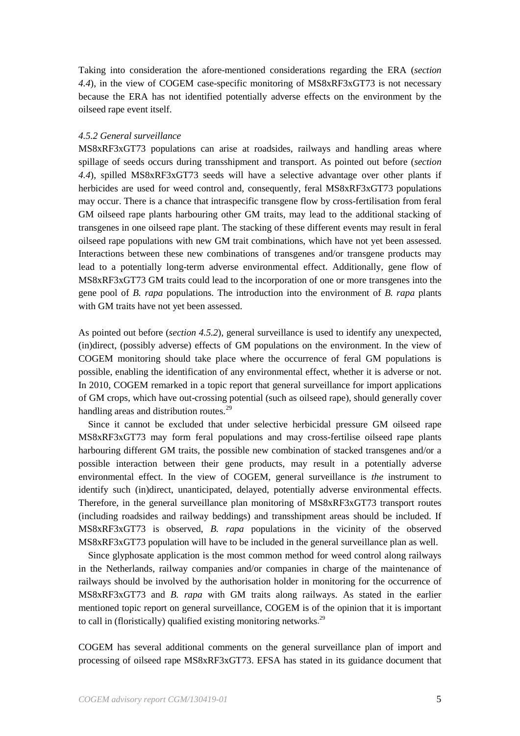Taking into consideration the afore-mentioned considerations regarding the ERA (*section 4.4*), in the view of COGEM case-specific monitoring of MS8xRF3xGT73 is not necessary because the ERA has not identified potentially adverse effects on the environment by the oilseed rape event itself.

#### *4.5.2 General surveillance*

MS8xRF3xGT73 populations can arise at roadsides, railways and handling areas where spillage of seeds occurs during transshipment and transport. As pointed out before (*section 4.4*), spilled MS8xRF3xGT73 seeds will have a selective advantage over other plants if herbicides are used for weed control and, consequently, feral MS8xRF3xGT73 populations may occur. There is a chance that intraspecific transgene flow by cross-fertilisation from feral GM oilseed rape plants harbouring other GM traits, may lead to the additional stacking of transgenes in one oilseed rape plant. The stacking of these different events may result in feral oilseed rape populations with new GM trait combinations, which have not yet been assessed. Interactions between these new combinations of transgenes and/or transgene products may lead to a potentially long-term adverse environmental effect. Additionally, gene flow of MS8xRF3xGT73 GM traits could lead to the incorporation of one or more transgenes into the gene pool of *B. rapa* populations. The introduction into the environment of *B. rapa* plants with GM traits have not yet been assessed.

As pointed out before (*section 4.5.2*), general surveillance is used to identify any unexpected, (in)direct, (possibly adverse) effects of GM populations on the environment. In the view of COGEM monitoring should take place where the occurrence of feral GM populations is possible, enabling the identification of any environmental effect, whether it is adverse or not. In 2010, COGEM remarked in a topic report that general surveillance for import applications of GM crops, which have out-crossing potential (such as oilseed rape), should generally cover handling areas and distribution routes.[29]

Since it cannot be excluded that under selective herbicidal pressure GM oilseed rape MS8xRF3xGT73 may form feral populations and may cross-fertilise oilseed rape plants harbouring different GM traits, the possible new combination of stacked transgenes and/or a possible interaction between their gene products, may result in a potentially adverse environmental effect. In the view of COGEM, general surveillance is *the* instrument to identify such (in)direct, unanticipated, delayed, potentially adverse environmental effects. Therefore, in the general surveillance plan monitoring of MS8xRF3xGT73 transport routes (including roadsides and railway beddings) and transshipment areas should be included. If MS8xRF3xGT73 is observed, *B. rapa* populations in the vicinity of the observed MS8xRF3xGT73 population will have to be included in the general surveillance plan as well.

Since glyphosate application is the most common method for weed control along railways in the Netherlands, railway companies and/or companies in charge of the maintenance of railways should be involved by the authorisation holder in monitoring for the occurrence of MS8xRF3xGT73 and *B. rapa* with GM traits along railways. As stated in the earlier mentioned topic report on general surveillance, COGEM is of the opinion that it is important to call in (floristically) qualified existing monitoring networks.[29]

COGEM has several additional comments on the general surveillance plan of import and processing of oilseed rape MS8xRF3xGT73. EFSA has stated in its guidance document that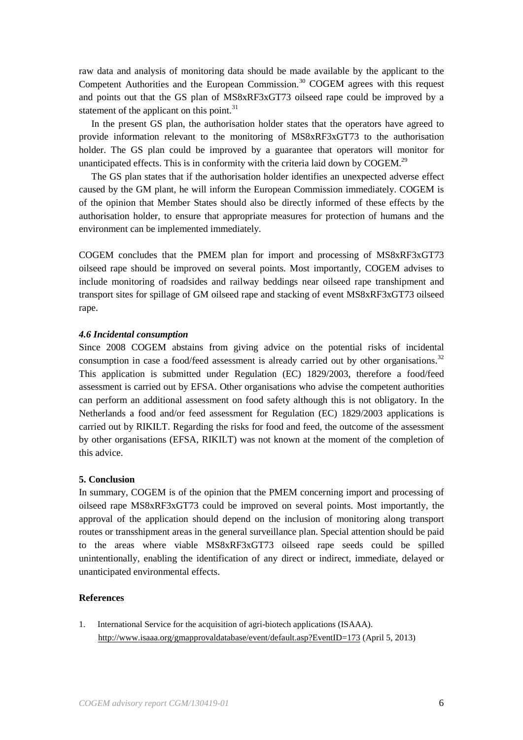raw data and analysis of monitoring data should be made available by the applicant to the Competent Authorities and the European Commission.[30] COGEM agrees with this request and points out that the GS plan of MS8xRF3xGT73 oilseed rape could be improved by a statement of the applicant on this point.[31]

In the present GS plan, the authorisation holder states that the operators have agreed to provide information relevant to the monitoring of MS8xRF3xGT73 to the authorisation holder. The GS plan could be improved by a guarantee that operators will monitor for unanticipated effects. This is in conformity with the criteria laid down by COGEM.[29]

The GS plan states that if the authorisation holder identifies an unexpected adverse effect caused by the GM plant, he will inform the European Commission immediately. COGEM is of the opinion that Member States should also be directly informed of these effects by the authorisation holder, to ensure that appropriate measures for protection of humans and the environment can be implemented immediately.

COGEM concludes that the PMEM plan for import and processing of MS8xRF3xGT73 oilseed rape should be improved on several points. Most importantly, COGEM advises to include monitoring of roadsides and railway beddings near oilseed rape transhipment and transport sites for spillage of GM oilseed rape and stacking of event MS8xRF3xGT73 oilseed rape.

### *4.6 Incidental consumption*

Since 2008 COGEM abstains from giving advice on the potential risks of incidental consumption in case a food/feed assessment is already carried out by other organisations.[32] This application is submitted under Regulation (EC) 1829/2003, therefore a food/feed assessment is carried out by EFSA. Other organisations who advise the competent authorities can perform an additional assessment on food safety although this is not obligatory. In the Netherlands a food and/or feed assessment for Regulation (EC) 1829/2003 applications is carried out by RIKILT. Regarding the risks for food and feed, the outcome of the assessment by other organisations (EFSA, RIKILT) was not known at the moment of the completion of this advice.

## 5. Conclusion

In summary, COGEM is of the opinion that the PMEM concerning import and processing of oilseed rape MS8xRF3xGT73 could be improved on several points. Most importantly, the approval of the application should depend on the inclusion of monitoring along transport routes or transshipment areas in the general surveillance plan. Special attention should be paid to the areas where viable MS8xRF3xGT73 oilseed rape seeds could be spilled unintentionally, enabling the identification of any direct or indirect, immediate, delayed or unanticipated environmental effects.

## References

1. International Service for the acquisition of agri-biotech applications (ISAAA). http://www.isaaa.org/gmapprovaldatabase/event/default.asp?EventID=173 (April 5, 2013)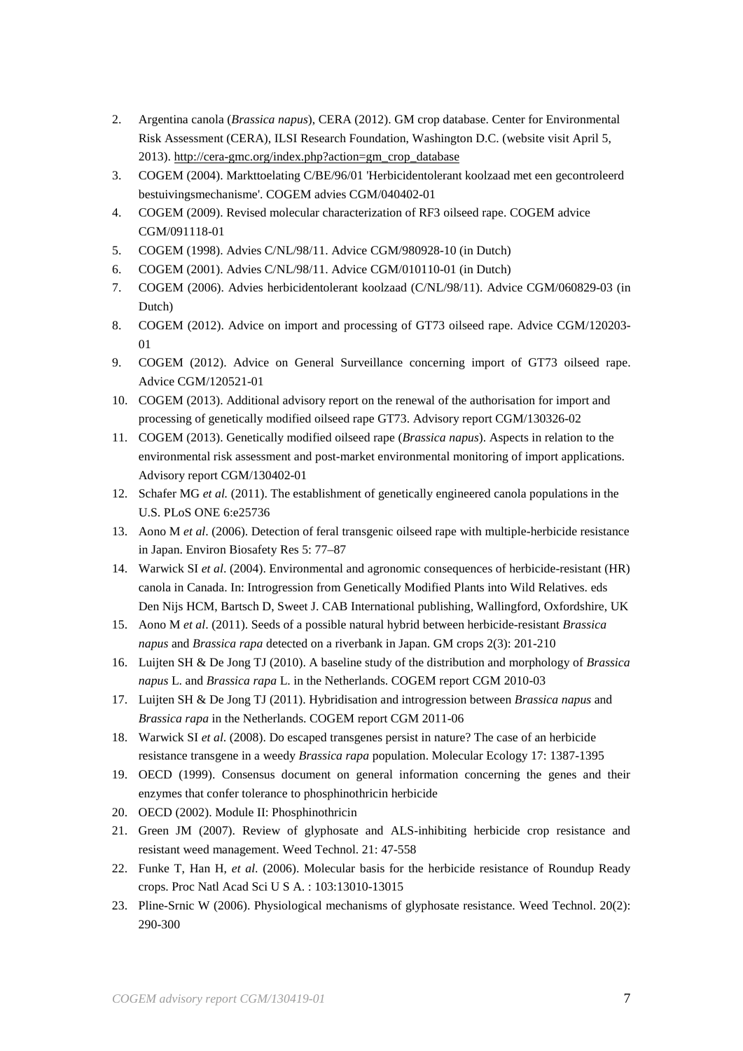2. Argentina canola (*Brassica napus*), CERA (2012). GM crop database. Center for Environmental Risk Assessment (CERA), ILSI Research Foundation, Washington D.C. (website visit April 5, 2013). http://cera-gmc.org/index.php?action=gm_crop_database
3. COGEM (2004). Markttoelating C/BE/96/01 'Herbicidentolerant koolzaad met een gecontroleerd bestuivingsmechanisme'. COGEM advies CGM/040402-01
4. COGEM (2009). Revised molecular characterization of RF3 oilseed rape. COGEM advice CGM/091118-01
5. COGEM (1998). Advies C/NL/98/11. Advice CGM/980928-10 (in Dutch)
6. COGEM (2001). Advies C/NL/98/11. Advice CGM/010110-01 (in Dutch)
7. COGEM (2006). Advies herbicidentolerant koolzaad (C/NL/98/11). Advice CGM/060829-03 (in Dutch)
8. COGEM (2012). Advice on import and processing of GT73 oilseed rape. Advice CGM/120203-01
9. COGEM (2012). Advice on General Surveillance concerning import of GT73 oilseed rape. Advice CGM/120521-01
10. COGEM (2013). Additional advisory report on the renewal of the authorisation for import and processing of genetically modified oilseed rape GT73. Advisory report CGM/130326-02
11. COGEM (2013). Genetically modified oilseed rape (*Brassica napus*). Aspects in relation to the environmental risk assessment and post-market environmental monitoring of import applications. Advisory report CGM/130402-01
12. Schafer MG *et al.* (2011). The establishment of genetically engineered canola populations in the U.S. PLoS ONE 6:e25736
13. Aono M *et al*. (2006). Detection of feral transgenic oilseed rape with multiple-herbicide resistance in Japan. Environ Biosafety Res 5: 77–87
14. Warwick SI *et al*. (2004). Environmental and agronomic consequences of herbicide-resistant (HR) canola in Canada. In: Introgression from Genetically Modified Plants into Wild Relatives. eds Den Nijs HCM, Bartsch D, Sweet J. CAB International publishing, Wallingford, Oxfordshire, UK
15. Aono M *et al*. (2011). Seeds of a possible natural hybrid between herbicide-resistant *Brassica napus* and *Brassica rapa* detected on a riverbank in Japan. GM crops 2(3): 201-210
16. Luijten SH & De Jong TJ (2010). A baseline study of the distribution and morphology of *Brassica napus* L. and *Brassica rapa* L. in the Netherlands. COGEM report CGM 2010-03
17. Luijten SH & De Jong TJ (2011). Hybridisation and introgression between *Brassica napus* and *Brassica rapa* in the Netherlands. COGEM report CGM 2011-06
18. Warwick SI *et al*. (2008). Do escaped transgenes persist in nature? The case of an herbicide resistance transgene in a weedy *Brassica rapa* population. Molecular Ecology 17: 1387-1395
19. OECD (1999). Consensus document on general information concerning the genes and their enzymes that confer tolerance to phosphinothricin herbicide
20. OECD (2002). Module II: Phosphinothricin
21. Green JM (2007). Review of glyphosate and ALS-inhibiting herbicide crop resistance and resistant weed management. Weed Technol. 21: 47-558
22. Funke T, Han H, *et al*. (2006). Molecular basis for the herbicide resistance of Roundup Ready crops. Proc Natl Acad Sci U S A. : 103:13010-13015
23. Pline-Srnic W (2006). Physiological mechanisms of glyphosate resistance. Weed Technol. 20(2): 290-300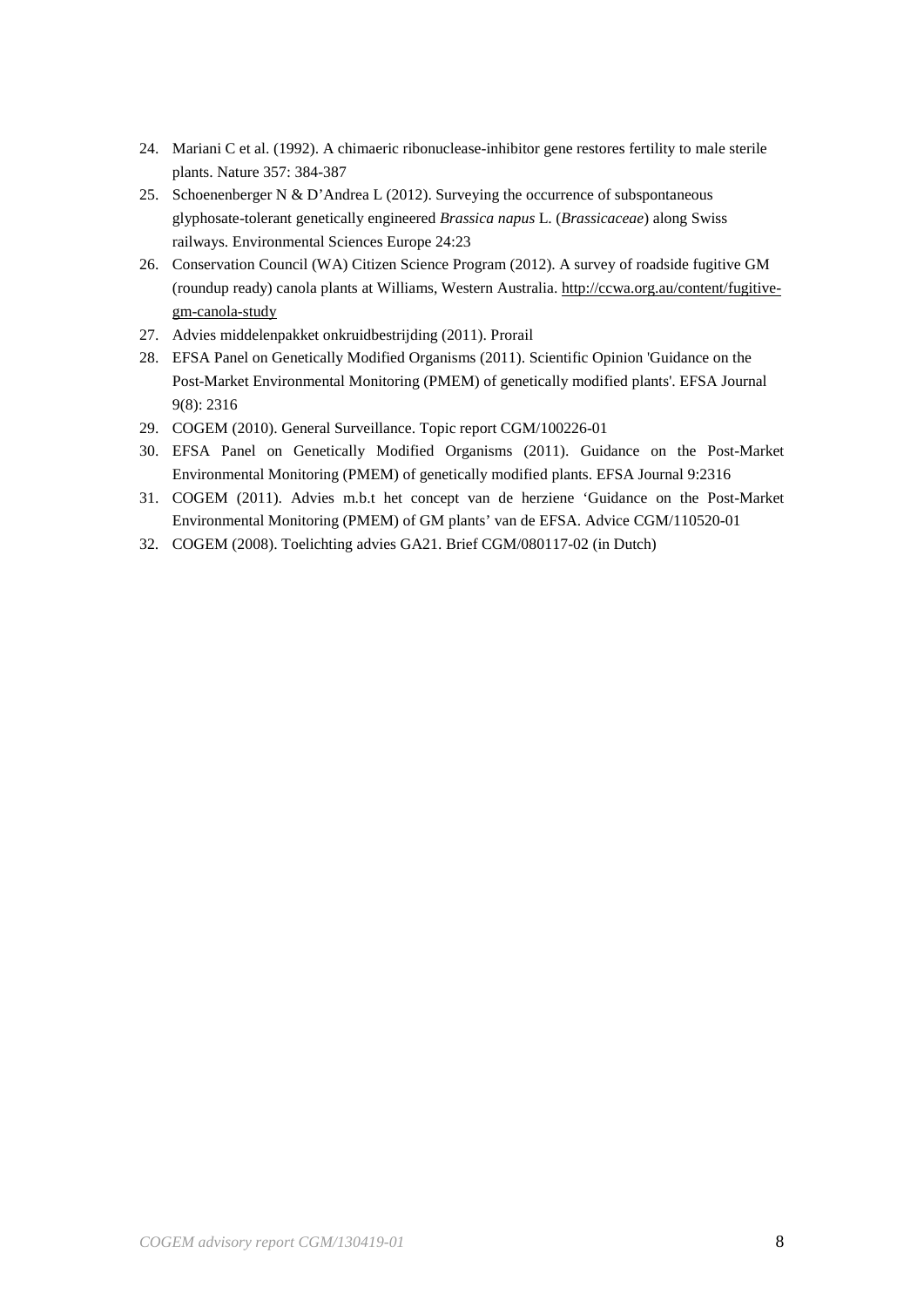24. Mariani C et al. (1992). A chimaeric ribonuclease-inhibitor gene restores fertility to male sterile plants. Nature 357: 384-387
25. Schoenenberger N & D'Andrea L (2012). Surveying the occurrence of subspontaneous glyphosate-tolerant genetically engineered *Brassica napus* L. (*Brassicaceae*) along Swiss railways. Environmental Sciences Europe 24:23
26. Conservation Council (WA) Citizen Science Program (2012). A survey of roadside fugitive GM (roundup ready) canola plants at Williams, Western Australia. http://ccwa.org.au/content/fugitive-gm-canola-study
27. Advies middelenpakket onkruidbestrijding (2011). Prorail
28. EFSA Panel on Genetically Modified Organisms (2011). Scientific Opinion 'Guidance on the Post-Market Environmental Monitoring (PMEM) of genetically modified plants'. EFSA Journal 9(8): 2316
29. COGEM (2010). General Surveillance. Topic report CGM/100226-01
30. EFSA Panel on Genetically Modified Organisms (2011). Guidance on the Post-Market Environmental Monitoring (PMEM) of genetically modified plants. EFSA Journal 9:2316
31. COGEM (2011). Advies m.b.t het concept van de herziene 'Guidance on the Post-Market Environmental Monitoring (PMEM) of GM plants' van de EFSA. Advice CGM/110520-01
32. COGEM (2008). Toelichting advies GA21. Brief CGM/080117-02 (in Dutch)